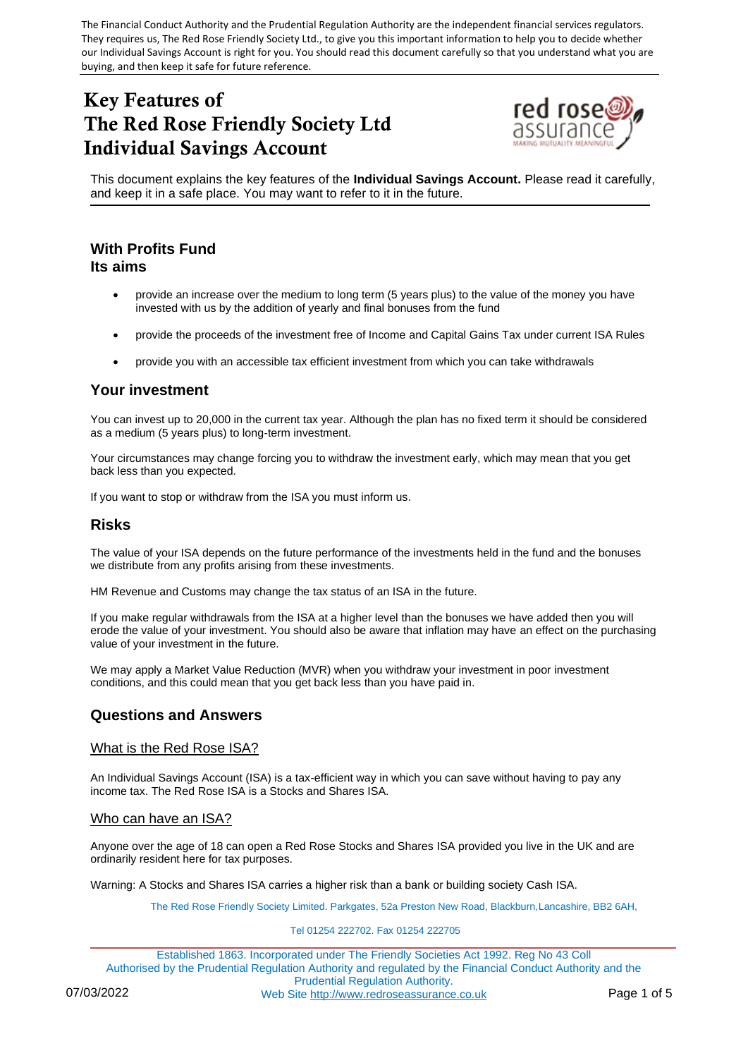The Financial Conduct Authority and the Prudential Regulation Authority are the independent financial services regulators. They requires us, The Red Rose Friendly Society Ltd., to give you this important information to help you to decide whether our Individual Savings Account is right for you. You should read this document carefully so that you understand what you are buying, and then keep it safe for future reference.

# Key Features of The Red Rose Friendly Society Ltd Individual Savings Account

This document explains the key features of the **Individual Savings Account.** Please read it carefully, and keep it in a safe place. You may want to refer to it in the future.

## With Profits Fund
## Its aims

- provide an increase over the medium to long term (5 years plus) to the value of the money you have invested with us by the addition of yearly and final bonuses from the fund
- provide the proceeds of the investment free of Income and Capital Gains Tax under current ISA Rules
- provide you with an accessible tax efficient investment from which you can take withdrawals

## Your investment

You can invest up to 20,000 in the current tax year. Although the plan has no fixed term it should be considered as a medium (5 years plus) to long-term investment.

Your circumstances may change forcing you to withdraw the investment early, which may mean that you get back less than you expected.

If you want to stop or withdraw from the ISA you must inform us.

## Risks

The value of your ISA depends on the future performance of the investments held in the fund and the bonuses we distribute from any profits arising from these investments.

HM Revenue and Customs may change the tax status of an ISA in the future.

If you make regular withdrawals from the ISA at a higher level than the bonuses we have added then you will erode the value of your investment. You should also be aware that inflation may have an effect on the purchasing value of your investment in the future.

We may apply a Market Value Reduction (MVR) when you withdraw your investment in poor investment conditions, and this could mean that you get back less than you have paid in.

## Questions and Answers

### What is the Red Rose ISA?

An Individual Savings Account (ISA) is a tax-efficient way in which you can save without having to pay any income tax. The Red Rose ISA is a Stocks and Shares ISA.

### Who can have an ISA?

Anyone over the age of 18 can open a Red Rose Stocks and Shares ISA provided you live in the UK and are ordinarily resident here for tax purposes.

Warning: A Stocks and Shares ISA carries a higher risk than a bank or building society Cash ISA.

The Red Rose Friendly Society Limited. Parkgates, 52a Preston New Road, Blackburn, Lancashire, BB2 6AH,

Tel 01254 222702. Fax 01254 222705

Established 1863. Incorporated under The Friendly Societies Act 1992. Reg No 43 Coll
Authorised by the Prudential Regulation Authority and regulated by the Financial Conduct Authority and the Prudential Regulation Authority.
Web Site http://www.redroseassurance.co.uk

07/03/2022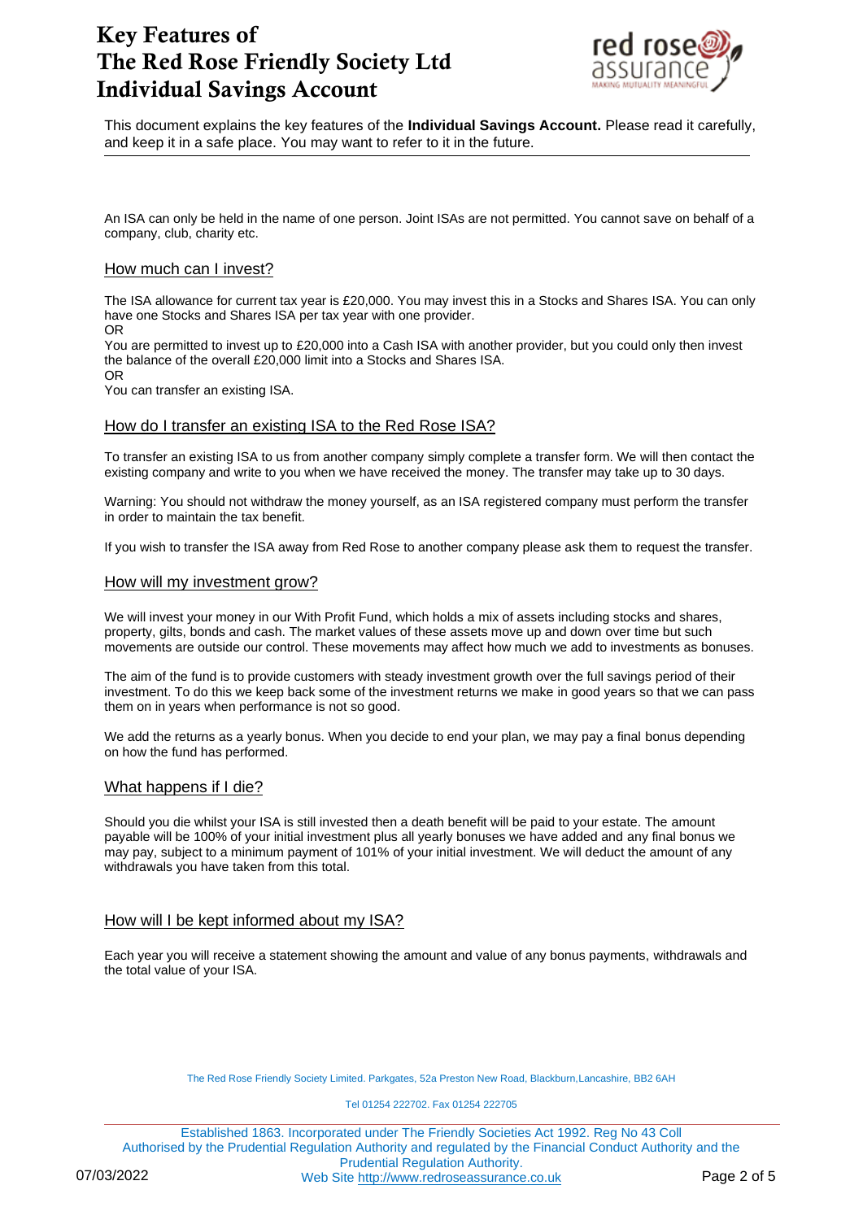# Key Features of The Red Rose Friendly Society Ltd Individual Savings Account

This document explains the key features of the **Individual Savings Account.** Please read it carefully, and keep it in a safe place. You may want to refer to it in the future.

An ISA can only be held in the name of one person. Joint ISAs are not permitted. You cannot save on behalf of a company, club, charity etc.

## How much can I invest?

The ISA allowance for current tax year is £20,000. You may invest this in a Stocks and Shares ISA. You can only have one Stocks and Shares ISA per tax year with one provider.
OR
You are permitted to invest up to £20,000 into a Cash ISA with another provider, but you could only then invest the balance of the overall £20,000 limit into a Stocks and Shares ISA.
OR
You can transfer an existing ISA.

## How do I transfer an existing ISA to the Red Rose ISA?

To transfer an existing ISA to us from another company simply complete a transfer form. We will then contact the existing company and write to you when we have received the money. The transfer may take up to 30 days.

Warning: You should not withdraw the money yourself, as an ISA registered company must perform the transfer in order to maintain the tax benefit.

If you wish to transfer the ISA away from Red Rose to another company please ask them to request the transfer.

## How will my investment grow?

We will invest your money in our With Profit Fund, which holds a mix of assets including stocks and shares, property, gilts, bonds and cash. The market values of these assets move up and down over time but such movements are outside our control. These movements may affect how much we add to investments as bonuses.

The aim of the fund is to provide customers with steady investment growth over the full savings period of their investment. To do this we keep back some of the investment returns we make in good years so that we can pass them on in years when performance is not so good.

We add the returns as a yearly bonus. When you decide to end your plan, we may pay a final bonus depending on how the fund has performed.

## What happens if I die?

Should you die whilst your ISA is still invested then a death benefit will be paid to your estate. The amount payable will be 100% of your initial investment plus all yearly bonuses we have added and any final bonus we may pay, subject to a minimum payment of 101% of your initial investment. We will deduct the amount of any withdrawals you have taken from this total.

## How will I be kept informed about my ISA?

Each year you will receive a statement showing the amount and value of any bonus payments, withdrawals and the total value of your ISA.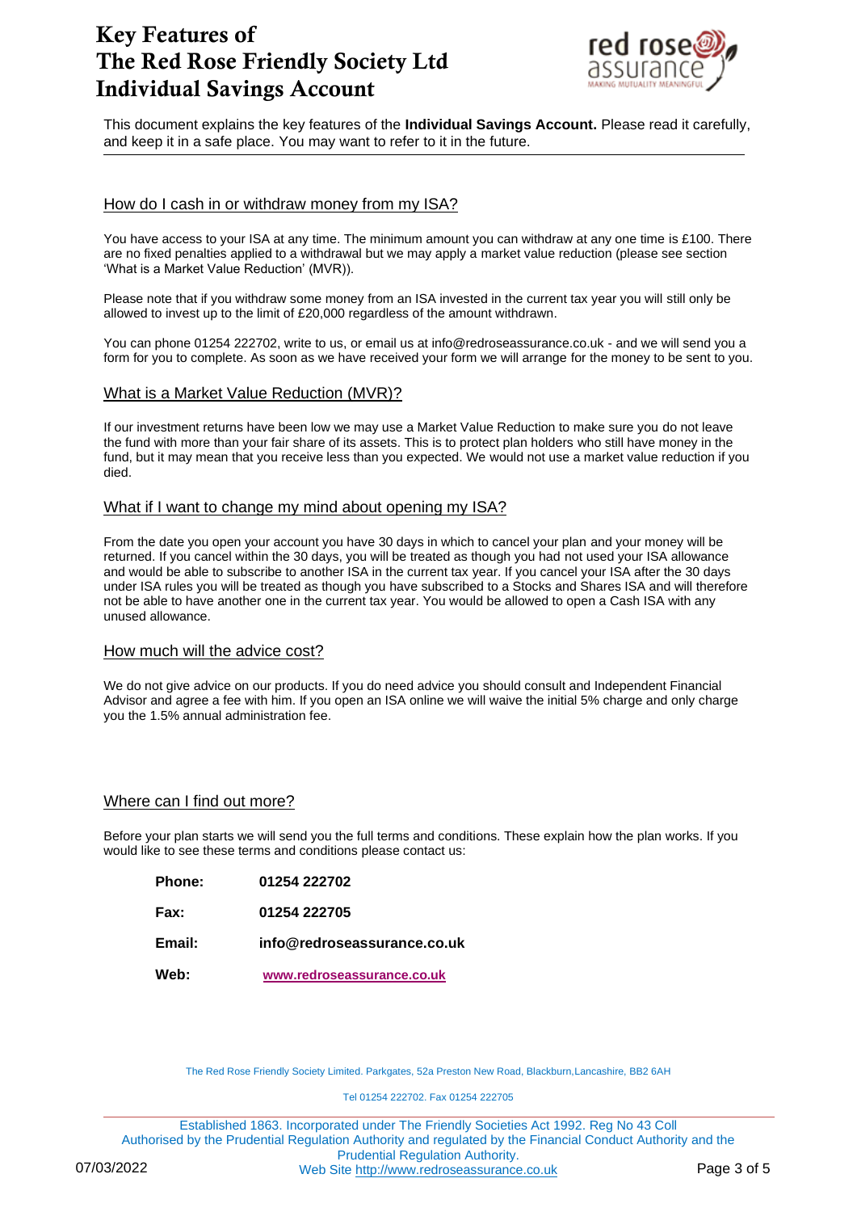# Key Features of The Red Rose Friendly Society Ltd Individual Savings Account

This document explains the key features of the **Individual Savings Account.** Please read it carefully, and keep it in a safe place. You may want to refer to it in the future.

## How do I cash in or withdraw money from my ISA?

You have access to your ISA at any time. The minimum amount you can withdraw at any one time is £100. There are no fixed penalties applied to a withdrawal but we may apply a market value reduction (please see section 'What is a Market Value Reduction' (MVR)).

Please note that if you withdraw some money from an ISA invested in the current tax year you will still only be allowed to invest up to the limit of £20,000 regardless of the amount withdrawn.

You can phone 01254 222702, write to us, or email us at info@redroseassurance.co.uk - and we will send you a form for you to complete. As soon as we have received your form we will arrange for the money to be sent to you.

## What is a Market Value Reduction (MVR)?

If our investment returns have been low we may use a Market Value Reduction to make sure you do not leave the fund with more than your fair share of its assets. This is to protect plan holders who still have money in the fund, but it may mean that you receive less than you expected. We would not use a market value reduction if you died.

## What if I want to change my mind about opening my ISA?

From the date you open your account you have 30 days in which to cancel your plan and your money will be returned. If you cancel within the 30 days, you will be treated as though you had not used your ISA allowance and would be able to subscribe to another ISA in the current tax year. If you cancel your ISA after the 30 days under ISA rules you will be treated as though you have subscribed to a Stocks and Shares ISA and will therefore not be able to have another one in the current tax year. You would be allowed to open a Cash ISA with any unused allowance.

## How much will the advice cost?

We do not give advice on our products. If you do need advice you should consult and Independent Financial Advisor and agree a fee with him. If you open an ISA online we will waive the initial 5% charge and only charge you the 1.5% annual administration fee.

## Where can I find out more?

Before your plan starts we will send you the full terms and conditions. These explain how the plan works. If you would like to see these terms and conditions please contact us:

| | |
|---|---|
| **Phone:** | **01254 222702** |
| **Fax:** | **01254 222705** |
| **Email:** | **info@redroseassurance.co.uk** |
| **Web:** | **www.redroseassurance.co.uk** |

The Red Rose Friendly Society Limited. Parkgates, 52a Preston New Road, Blackburn,Lancashire, BB2 6AH

Tel 01254 222702. Fax 01254 222705

Established 1863. Incorporated under The Friendly Societies Act 1992. Reg No 43 Coll
Authorised by the Prudential Regulation Authority and regulated by the Financial Conduct Authority and the Prudential Regulation Authority.
Web Site http://www.redroseassurance.co.uk

07/03/2022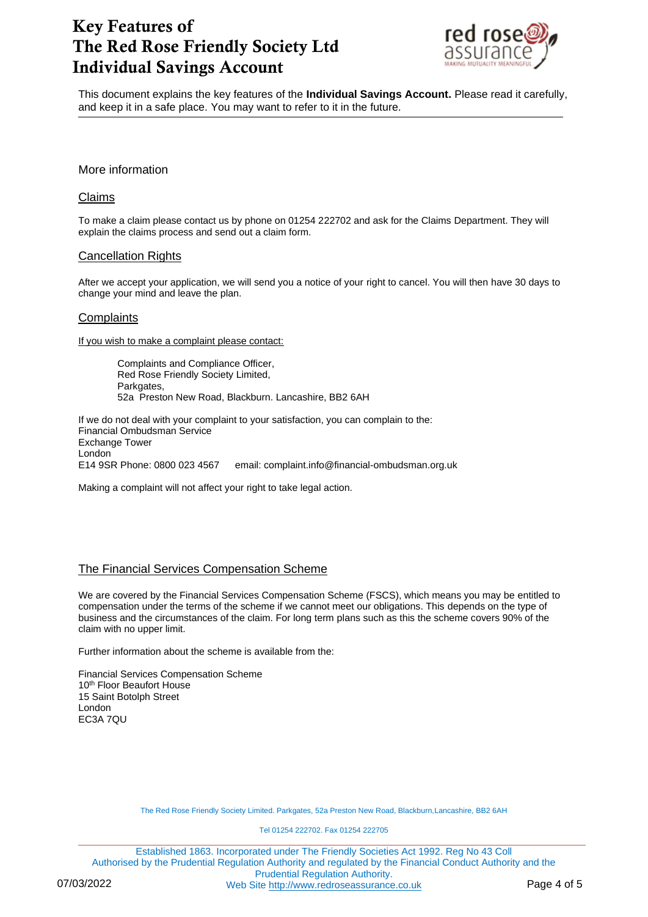# Key Features of The Red Rose Friendly Society Ltd Individual Savings Account

This document explains the key features of the **Individual Savings Account.** Please read it carefully, and keep it in a safe place. You may want to refer to it in the future.

---

More information

## Claims

To make a claim please contact us by phone on 01254 222702 and ask for the Claims Department. They will explain the claims process and send out a claim form.

## Cancellation Rights

After we accept your application, we will send you a notice of your right to cancel. You will then have 30 days to change your mind and leave the plan.

## Complaints

If you wish to make a complaint please contact:

> Complaints and Compliance Officer,
> Red Rose Friendly Society Limited,
> Parkgates,
> 52a Preston New Road, Blackburn. Lancashire, BB2 6AH

If we do not deal with your complaint to your satisfaction, you can complain to the:
Financial Ombudsman Service
Exchange Tower
London
E14 9SR Phone: 0800 023 4567 email: complaint.info@financial-ombudsman.org.uk

Making a complaint will not affect your right to take legal action.

## The Financial Services Compensation Scheme

We are covered by the Financial Services Compensation Scheme (FSCS), which means you may be entitled to compensation under the terms of the scheme if we cannot meet our obligations. This depends on the type of business and the circumstances of the claim. For long term plans such as this the scheme covers 90% of the claim with no upper limit.

Further information about the scheme is available from the:

Financial Services Compensation Scheme
10th Floor Beaufort House
15 Saint Botolph Street
London
EC3A 7QU

The Red Rose Friendly Society Limited. Parkgates, 52a Preston New Road, Blackburn,Lancashire, BB2 6AH

Tel 01254 222702. Fax 01254 222705

Established 1863. Incorporated under The Friendly Societies Act 1992. Reg No 43 Coll
Authorised by the Prudential Regulation Authority and regulated by the Financial Conduct Authority and the Prudential Regulation Authority.
Web Site http://www.redroseassurance.co.uk

07/03/2022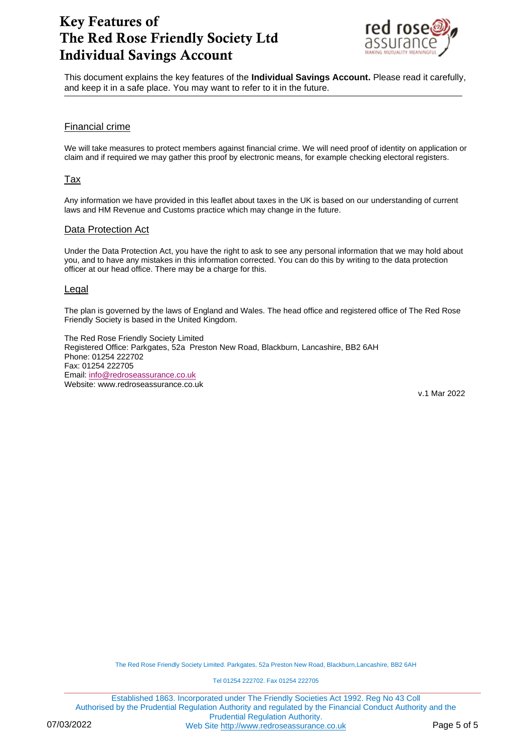# Key Features of The Red Rose Friendly Society Ltd Individual Savings Account

This document explains the key features of the **Individual Savings Account.** Please read it carefully, and keep it in a safe place. You may want to refer to it in the future.

## Financial crime

We will take measures to protect members against financial crime. We will need proof of identity on application or claim and if required we may gather this proof by electronic means, for example checking electoral registers.

## Tax

Any information we have provided in this leaflet about taxes in the UK is based on our understanding of current laws and HM Revenue and Customs practice which may change in the future.

## Data Protection Act

Under the Data Protection Act, you have the right to ask to see any personal information that we may hold about you, and to have any mistakes in this information corrected. You can do this by writing to the data protection officer at our head office. There may be a charge for this.

## Legal

The plan is governed by the laws of England and Wales. The head office and registered office of The Red Rose Friendly Society is based in the United Kingdom.

The Red Rose Friendly Society Limited
Registered Office: Parkgates, 52a Preston New Road, Blackburn, Lancashire, BB2 6AH
Phone: 01254 222702
Fax: 01254 222705
Email: info@redroseassurance.co.uk
Website: www.redroseassurance.co.uk

v.1 Mar 2022

The Red Rose Friendly Society Limited. Parkgates, 52a Preston New Road, Blackburn,Lancashire, BB2 6AH

Tel 01254 222702. Fax 01254 222705

Established 1863. Incorporated under The Friendly Societies Act 1992. Reg No 43 Coll
Authorised by the Prudential Regulation Authority and regulated by the Financial Conduct Authority and the Prudential Regulation Authority.
Web Site http://www.redroseassurance.co.uk